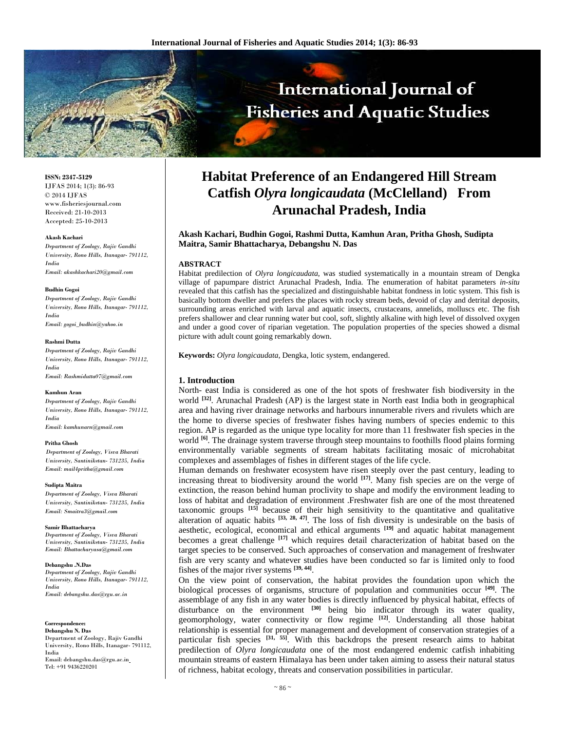# Habitat Preference of an Endangered Hill Stream Catfish *Olyra longicaudata* (McClelland) From Arunachal Pradesh, India

**Akash Kachari, Budhin Gogoi, Rashmi Dutta, Kamhun Aran, Pritha Ghosh, Sudipta Maitra, Samir Bhattacharya, Debangshu N. Das**

ISSN: 2347-5129
IJFAS 2014; 1(3): 86-93
© 2014 IJFAS
www.fisheriesjournal.com
Received: 21-10-2013
Accepted: 25-10-2013

**Akash Kachari**
*Department of Zoology, Rajiv Gandhi University, Rono Hills, Itanagar- 791112, India*
*Email: akashkachari20@gmail.com*

**Budhin Gogoi**
*Department of Zoology, Rajiv Gandhi University, Rono Hills, Itanagar- 791112, India*
*Email: gogoi_budhin@yahoo.in*

**Rashmi Dutta**
*Department of Zoology, Rajiv Gandhi University, Rono Hills, Itanagar- 791112, India*
*Email: Rashmidutta07@gmail.com*

**Kamhun Aran**
*Department of Zoology, Rajiv Gandhi University, Rono Hills, Itanagar- 791112, India*
*Email: kamhunarn@gmail.com*

**Pritha Ghosh**
*Department of Zoology, Visva Bharati University, Santiniketan- 731235, India*
*Email: mail4pritha@gmail.com*

**Sudipta Maitra**
*Department of Zoology, Visva Bharati University, Santiniketan- 731235, India*
*Email: Smaitra3@gmail.com*

**Samir Bhattacharya**
*Department of Zoology, Visva Bharati University, Santiniketan- 731235, India*
*Email: Bhattacharyasa@gmail.com*

**Debangshu .N.Das**
*Department of Zoology, Rajiv Gandhi University, Rono Hills, Itanagar- 791112, India*
*Email: debangshu.das@rgu.ac.in*

**Correspondence:**
**Debangshu N. Das**
Department of Zoology, Rajiv Gandhi University, Rono Hills, Itanagar- 791112, India
Email: debangshu.das@rgu.ac.in
Tel: +91 9436220201

## ABSTRACT

Habitat predilection of *Olyra longicaudata*, was studied systematically in a mountain stream of Dengka village of papumpare district Arunachal Pradesh, India. The enumeration of habitat parameters *in-situ* revealed that this catfish has the specialized and distinguishable habitat fondness in lotic system. This fish is basically bottom dweller and prefers the places with rocky stream beds, devoid of clay and detrital deposits, surrounding areas enriched with larval and aquatic insects, crustaceans, annelids, molluscs etc. The fish prefers shallower and clear running water but cool, soft, slightly alkaline with high level of dissolved oxygen and under a good cover of riparian vegetation. The population properties of the species showed a dismal picture with adult count going remarkably down.

**Keywords:** *Olyra longicaudata*, Dengka, lotic system, endangered.

## 1. Introduction

North- east India is considered as one of the hot spots of freshwater fish biodiversity in the world [32]. Arunachal Pradesh (AP) is the largest state in North east India both in geographical area and having river drainage networks and harbours innumerable rivers and rivulets which are the home to diverse species of freshwater fishes having numbers of species endemic to this region. AP is regarded as the unique type locality for more than 11 freshwater fish species in the world [6]. The drainage system traverse through steep mountains to foothills flood plains forming environmentally variable segments of stream habitats facilitating mosaic of microhabitat complexes and assemblages of fishes in different stages of the life cycle.

Human demands on freshwater ecosystem have risen steeply over the past century, leading to increasing threat to biodiversity around the world [17]. Many fish species are on the verge of extinction, the reason behind human proclivity to shape and modify the environment leading to loss of habitat and degradation of environment .Freshwater fish are one of the most threatened taxonomic groups [15] because of their high sensitivity to the quantitative and qualitative alteration of aquatic habits [33, 28, 47]. The loss of fish diversity is undesirable on the basis of aesthetic, ecological, economical and ethical arguments [19] and aquatic habitat management becomes a great challenge [17] which requires detail characterization of habitat based on the target species to be conserved. Such approaches of conservation and management of freshwater fish are very scanty and whatever studies have been conducted so far is limited only to food fishes of the major river systems [39, 44].

On the view point of conservation, the habitat provides the foundation upon which the biological processes of organisms, structure of population and communities occur [49]. The assemblage of any fish in any water bodies is directly influenced by physical habitat, effects of disturbance on the environment [30] being bio indicator through its water quality, geomorphology, water connectivity or flow regime [12]. Understanding all those habitat relationship is essential for proper management and development of conservation strategies of a particular fish species [31, 55]. With this backdrops the present research aims to habitat predilection of *Olyra longicaudata* one of the most endangered endemic catfish inhabiting mountain streams of eastern Himalaya has been under taken aiming to assess their natural status of richness, habitat ecology, threats and conservation possibilities in particular.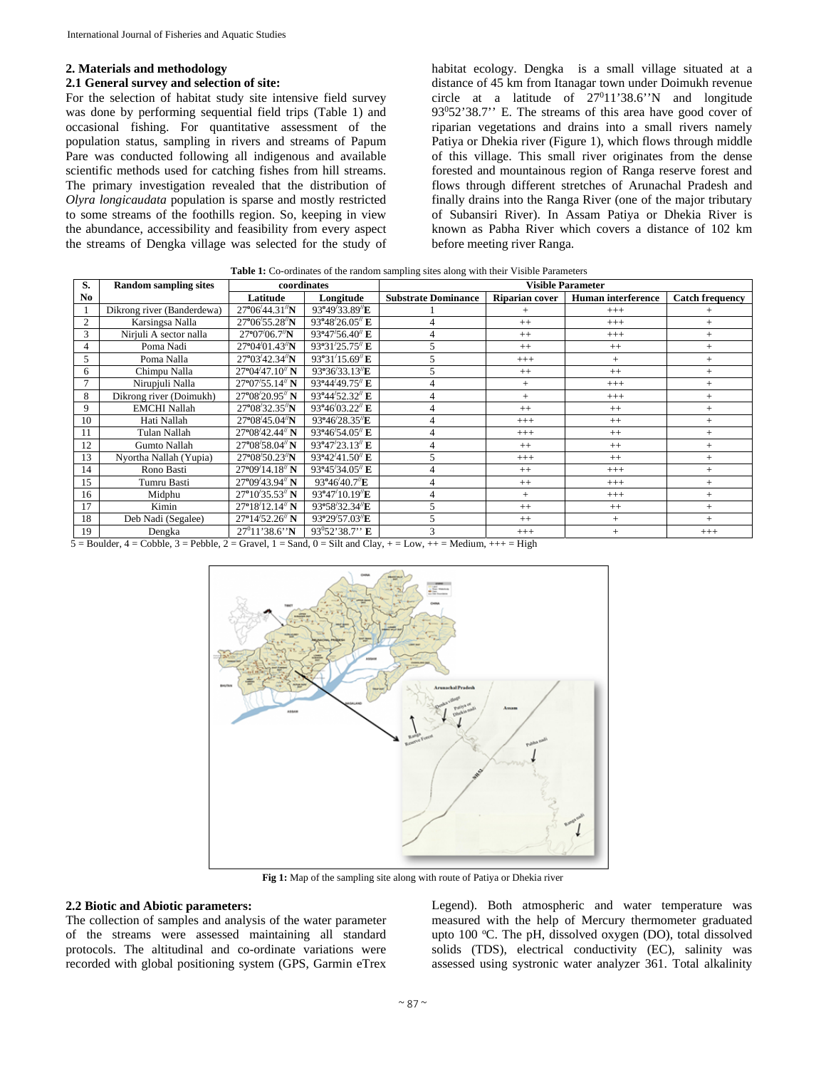## 2. Materials and methodology

### 2.1 General survey and selection of site:

For the selection of habitat study site intensive field survey was done by performing sequential field trips (Table 1) and occasional fishing. For quantitative assessment of the population status, sampling in rivers and streams of Papum Pare was conducted following all indigenous and available scientific methods used for catching fishes from hill streams. The primary investigation revealed that the distribution of *Olyra longicaudata* population is sparse and mostly restricted to some streams of the foothills region. So, keeping in view the abundance, accessibility and feasibility from every aspect the streams of Dengka village was selected for the study of habitat ecology. Dengka is a small village situated at a distance of 45 km from Itanagar town under Doimukh revenue circle at a latitude of $27^0$11'38.6''N and longitude $93^0$52'38.7'' E. The streams of this area have good cover of riparian vegetations and drains into a small rivers namely Patiya or Dhekia river (Figure 1), which flows through middle of this village. This small river originates from the dense forested and mountainous region of Ranga reserve forest and flows through different stretches of Arunachal Pradesh and finally drains into the Ranga River (one of the major tributary of Subansiri River). In Assam Patiya or Dhekia River is known as Pabha River which covers a distance of 102 km before meeting river Ranga.

**Table 1:** Co-ordinates of the random sampling sites along with their Visible Parameters

| S. No | Random sampling sites | coordinates | | Visible Parameter | | | |
|---|---|---|---|---|---|---|---|
| | | Latitude | Longitude | Substrate Dominance | Riparian cover | Human interference | Catch frequency |
| 1 | Dikrong river (Banderdewa) | 27°06′44.31″N | 93°49′33.89″E | 1 | + | +++ | + |
| 2 | Karsingsa Nalla | 27°06′55.28″N | 93°48′26.05″ E | 4 | ++ | +++ | + |
| 3 | Nirjuli A sector nalla | 27°07′06.7″N | 93°47′56.40″ E | 4 | ++ | +++ | + |
| 4 | Poma Nadi | 27°04′01.43″N | 93°31′25.75″ E | 5 | ++ | ++ | + |
| 5 | Poma Nalla | 27°03′42.34″N | 93°31′15.69″ E | 5 | +++ | + | + |
| 6 | Chimpu Nalla | 27°04′47.10″ N | 93°36′33.13″E | 5 | ++ | ++ | + |
| 7 | Nirupjuli Nalla | 27°07′55.14″ N | 93°44′49.75″ E | 4 | + | +++ | + |
| 8 | Dikrong river (Doimukh) | 27°08′20.95″ N | 93°44′52.32″ E | 4 | + | +++ | + |
| 9 | EMCHI Nallah | 27°08′32.35″N | 93°46′03.22″ E | 4 | ++ | ++ | + |
| 10 | Hati Nallah | 27°08′45.04″N | 93°46′28.35″E | 4 | +++ | ++ | + |
| 11 | Tulan Nallah | 27°08′42.44″ N | 93°46′54.05″ E | 4 | +++ | ++ | + |
| 12 | Gumto Nallah | 27°08′58.04″ N | 93°47′23.13″ E | 4 | ++ | ++ | + |
| 13 | Nyortha Nallah (Yupia) | 27°08′50.23″N | 93°42′41.50″ E | 5 | +++ | ++ | + |
| 14 | Rono Basti | 27°09′14.18″ N | 93°45′34.05″ E | 4 | ++ | +++ | + |
| 15 | Tumru Basti | 27°09′43.94″ N | 93°46′40.7″E | 4 | ++ | +++ | + |
| 16 | Midphu | 27°10′35.53″ N | 93°47′10.19″E | 4 | + | +++ | + |
| 17 | Kimin | 27°18′12.14″ N | 93°58′32.34″E | 5 | ++ | ++ | + |
| 18 | Deb Nadi (Segalee) | 27°14′52.26″ N | 93°29′57.03″E | 5 | ++ | + | + |
| 19 | Dengka | $27^0$11'38.6''N | $93^0$52'38.7'' E | 3 | +++ | + | +++ |

5 = Boulder, 4 = Cobble, 3 = Pebble, 2 = Gravel, 1 = Sand, 0 = Silt and Clay, + = Low, ++ = Medium, +++ = High

**Fig 1:** Map of the sampling site along with route of Patiya or Dhekia river

### 2.2 Biotic and Abiotic parameters:

The collection of samples and analysis of the water parameter of the streams were assessed maintaining all standard protocols. The altitudinal and co-ordinate variations were recorded with global positioning system (GPS, Garmin eTrex Legend). Both atmospheric and water temperature was measured with the help of Mercury thermometer graduated upto 100 °C. The pH, dissolved oxygen (DO), total dissolved solids (TDS), electrical conductivity (EC), salinity was assessed using systronic water analyzer 361. Total alkalinity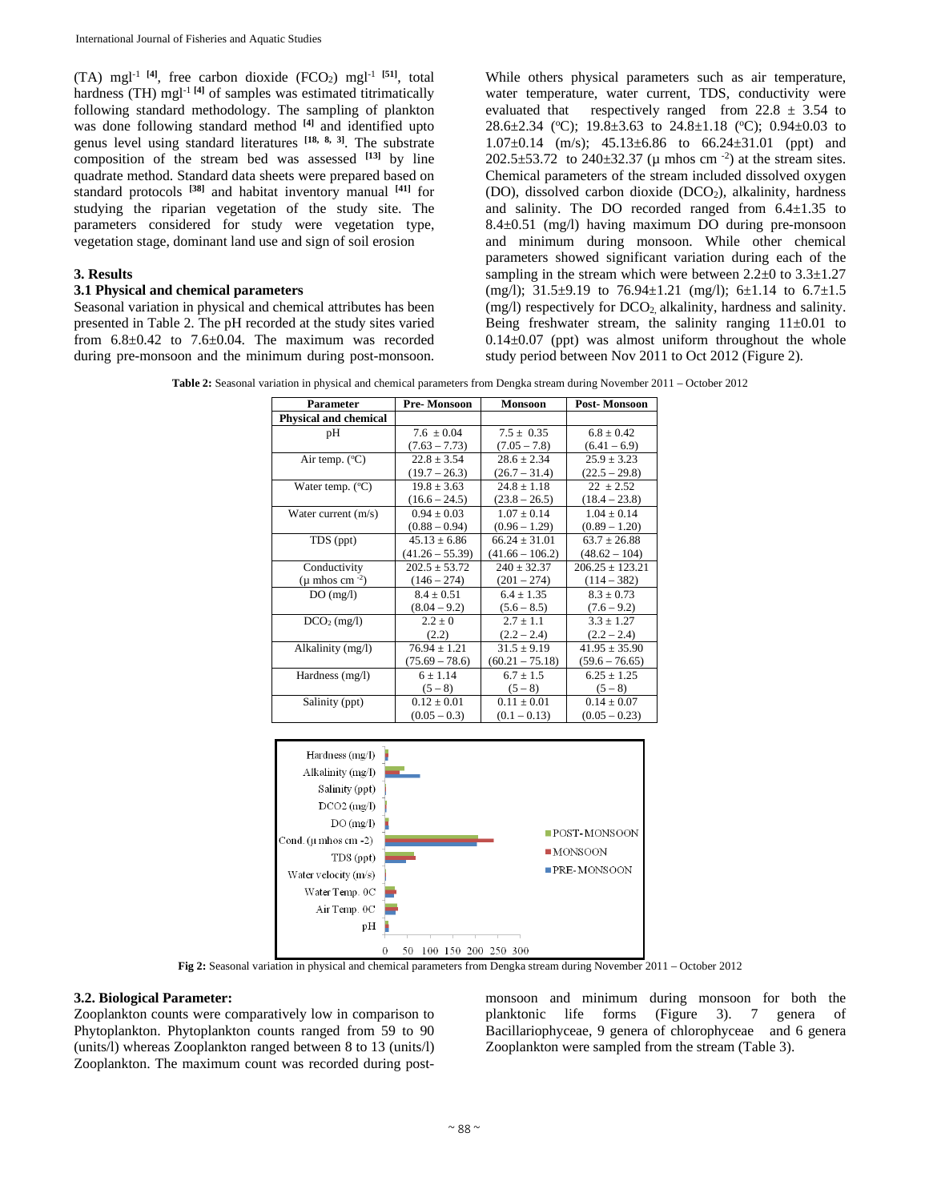(TA) $mgl^{-1}$ [4], free carbon dioxide ($FCO_2$) $mgl^{-1}$ [51], total hardness (TH) $mgl^{-1}$ [4] of samples was estimated titrimatically following standard methodology. The sampling of plankton was done following standard method [4] and identified upto genus level using standard literatures [18, 8, 3]. The substrate composition of the stream bed was assessed [13] by line quadrate method. Standard data sheets were prepared based on standard protocols [38] and habitat inventory manual [41] for studying the riparian vegetation of the study site. The parameters considered for study were vegetation type, vegetation stage, dominant land use and sign of soil erosion

### 3. Results

### 3.1 Physical and chemical parameters

Seasonal variation in physical and chemical attributes has been presented in Table 2. The pH recorded at the study sites varied from 6.8±0.42 to 7.6±0.04. The maximum was recorded during pre-monsoon and the minimum during post-monsoon. While others physical parameters such as air temperature, water temperature, water current, TDS, conductivity were evaluated that respectively ranged from 22.8 ± 3.54 to 28.6±2.34 (°C); 19.8±3.63 to 24.8±1.18 (°C); 0.94±0.03 to 1.07±0.14 (m/s); 45.13±6.86 to 66.24±31.01 (ppt) and 202.5±53.72 to 240±32.37 (μ mhos $cm^{-2}$) at the stream sites. Chemical parameters of the stream included dissolved oxygen (DO), dissolved carbon dioxide ($DCO_2$), alkalinity, hardness and salinity. The DO recorded ranged from 6.4±1.35 to 8.4±0.51 (mg/l) having maximum DO during pre-monsoon and minimum during monsoon. While other chemical parameters showed significant variation during each of the sampling in the stream which were between 2.2±0 to 3.3±1.27 (mg/l); 31.5±9.19 to 76.94±1.21 (mg/l); 6±1.14 to 6.7±1.5 (mg/l) respectively for $DCO_2$, alkalinity, hardness and salinity. Being freshwater stream, the salinity ranging 11±0.01 to 0.14±0.07 (ppt) was almost uniform throughout the whole study period between Nov 2011 to Oct 2012 (Figure 2).

**Table 2:** Seasonal variation in physical and chemical parameters from Dengka stream during November 2011 – October 2012

| Parameter | Pre- Monsoon | Monsoon | Post- Monsoon |
|---|---|---|---|
| **Physical and chemical** | | | |
| pH | 7.6 ± 0.04 (7.63 – 7.73) | 7.5 ± 0.35 (7.05 – 7.8) | 6.8 ± 0.42 (6.41 – 6.9) |
| Air temp. (°C) | 22.8 ± 3.54 (19.7 – 26.3) | 28.6 ± 2.34 (26.7 – 31.4) | 25.9 ± 3.23 (22.5 – 29.8) |
| Water temp. (°C) | 19.8 ± 3.63 (16.6 – 24.5) | 24.8 ± 1.18 (23.8 – 26.5) | 22 ± 2.52 (18.4 – 23.8) |
| Water current (m/s) | 0.94 ± 0.03 (0.88 – 0.94) | 1.07 ± 0.14 (0.96 – 1.29) | 1.04 ± 0.14 (0.89 – 1.20) |
| TDS (ppt) | 45.13 ± 6.86 (41.26 – 55.39) | 66.24 ± 31.01 (41.66 – 106.2) | 63.7 ± 26.88 (48.62 – 104) |
| Conductivity (μ mhos $cm^{-2}$) | 202.5 ± 53.72 (146 – 274) | 240 ± 32.37 (201 – 274) | 206.25 ± 123.21 (114 – 382) |
| DO (mg/l) | 8.4 ± 0.51 (8.04 – 9.2) | 6.4 ± 1.35 (5.6 – 8.5) | 8.3 ± 0.73 (7.6 – 9.2) |
| $DCO_2$ (mg/l) | 2.2 ± 0 (2.2) | 2.7 ± 1.1 (2.2 – 2.4) | 3.3 ± 1.27 (2.2 – 2.4) |
| Alkalinity (mg/l) | 76.94 ± 1.21 (75.69 – 78.6) | 31.5 ± 9.19 (60.21 – 75.18) | 41.95 ± 35.90 (59.6 – 76.65) |
| Hardness (mg/l) | 6 ± 1.14 (5 – 8) | 6.7 ± 1.5 (5 – 8) | 6.25 ± 1.25 (5 – 8) |
| Salinity (ppt) | 0.12 ± 0.01 (0.05 – 0.3) | 0.11 ± 0.01 (0.1 – 0.13) | 0.14 ± 0.07 (0.05 – 0.23) |

**Fig 2:** Seasonal variation in physical and chemical parameters from Dengka stream during November 2011 – October 2012

### 3.2. Biological Parameter:

Zooplankton counts were comparatively low in comparison to Phytoplankton. Phytoplankton counts ranged from 59 to 90 (units/l) whereas Zooplankton ranged between 8 to 13 (units/l) Zooplankton. The maximum count was recorded during post-monsoon and minimum during monsoon for both the planktonic life forms (Figure 3). 7 genera of Bacillariophyceae, 9 genera of chlorophyceae and 6 genera Zooplankton were sampled from the stream (Table 3).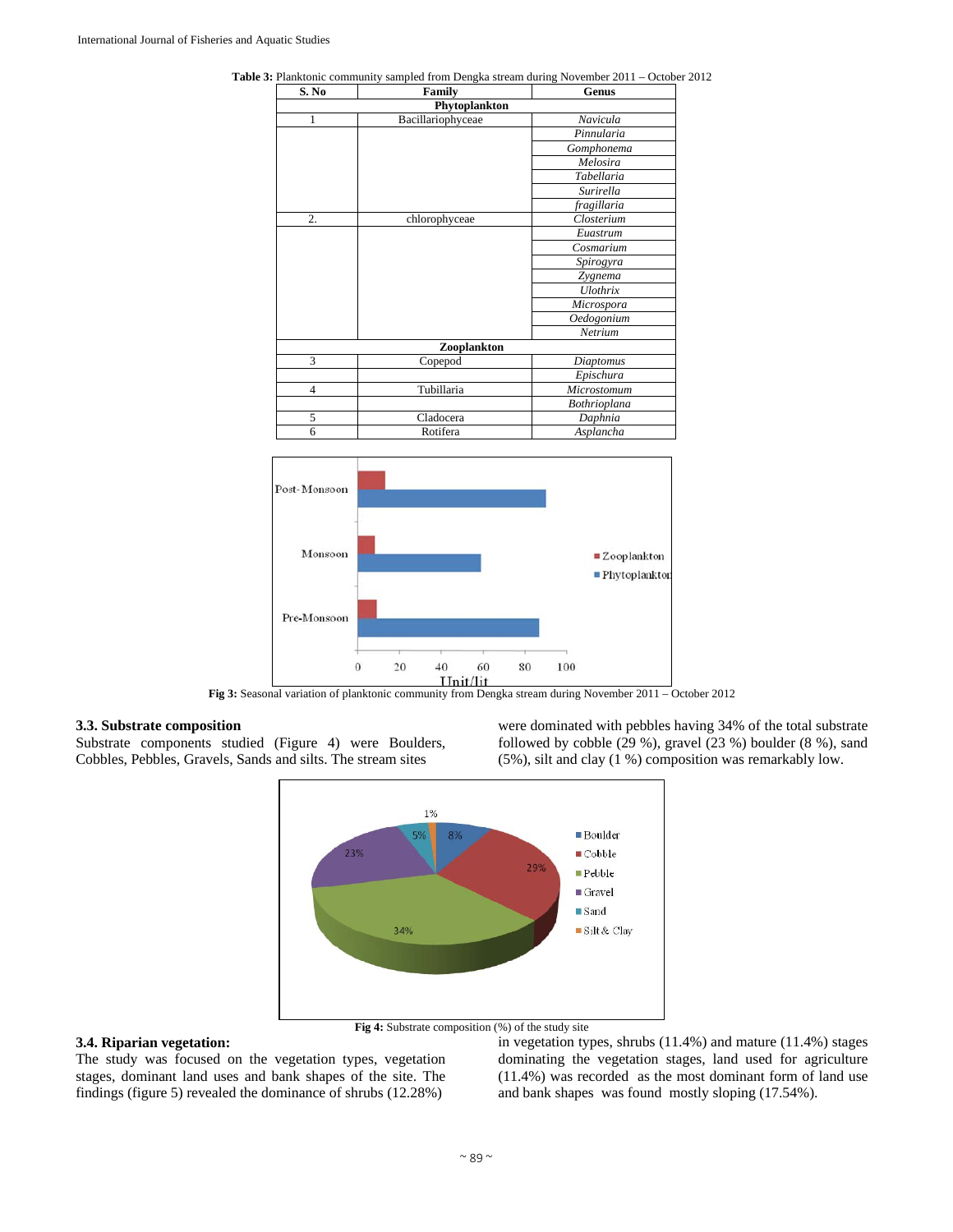**Table 3:** Planktonic community sampled from Dengka stream during November 2011 – October 2012

| S. No | Family | Genus |
|---|---|---|
| **Phytoplankton** | | |
| 1 | Bacillariophyceae | *Navicula* |
| | | *Pinnularia* |
| | | *Gomphonema* |
| | | *Melosira* |
| | | *Tabellaria* |
| | | *Surirella* |
| | | *fragillaria* |
| 2. | chlorophyceae | *Closterium* |
| | | *Euastrum* |
| | | *Cosmarium* |
| | | *Spirogyra* |
| | | *Zygnema* |
| | | *Ulothrix* |
| | | *Microspora* |
| | | *Oedogonium* |
| | | *Netrium* |
| **Zooplankton** | | |
| 3 | Copepod | *Diaptomus* |
| | | *Epischura* |
| 4 | Tubillaria | *Microstomum* |
| | | *Bothrioplana* |
| 5 | Cladocera | *Daphnia* |
| 6 | Rotifera | *Asplancha* |

**Fig 3:** Seasonal variation of planktonic community from Dengka stream during November 2011 – October 2012

### 3.3. Substrate composition

Substrate components studied (Figure 4) were Boulders, Cobbles, Pebbles, Gravels, Sands and silts. The stream sites were dominated with pebbles having 34% of the total substrate followed by cobble (29 %), gravel (23 %) boulder (8 %), sand (5%), silt and clay (1 %) composition was remarkably low.

**Fig 4:** Substrate composition (%) of the study site

### 3.4. Riparian vegetation:

The study was focused on the vegetation types, vegetation stages, dominant land uses and bank shapes of the site. The findings (figure 5) revealed the dominance of shrubs (12.28%) in vegetation types, shrubs (11.4%) and mature (11.4%) stages dominating the vegetation stages, land used for agriculture (11.4%) was recorded as the most dominant form of land use and bank shapes was found mostly sloping (17.54%).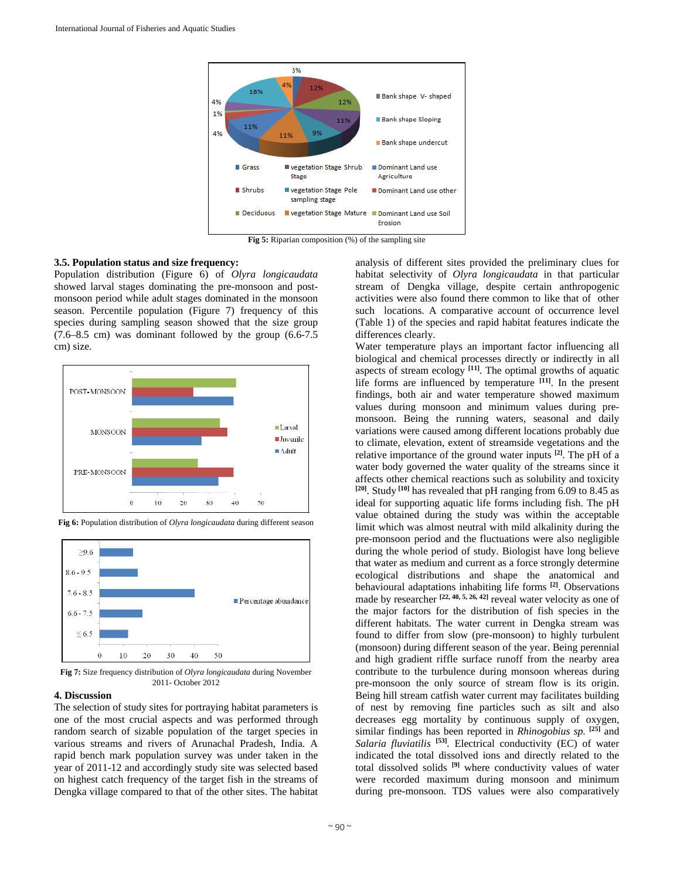Fig 5: Riparian composition (%) of the sampling site

### 3.5. Population status and size frequency:

Population distribution (Figure 6) of *Olyra longicaudata* showed larval stages dominating the pre-monsoon and post-monsoon period while adult stages dominated in the monsoon season. Percentile population (Figure 7) frequency of this species during sampling season showed that the size group (7.6–8.5 cm) was dominant followed by the group (6.6-7.5 cm) size.

**Fig 6:** Population distribution of *Olyra longicaudata* during different season

**Fig 7:** Size frequency distribution of *Olyra longicaudata* during November 2011- October 2012

## 4. Discussion

The selection of study sites for portraying habitat parameters is one of the most crucial aspects and was performed through random search of sizable population of the target species in various streams and rivers of Arunachal Pradesh, India. A rapid bench mark population survey was under taken in the year of 2011-12 and accordingly study site was selected based on highest catch frequency of the target fish in the streams of Dengka village compared to that of the other sites. The habitat analysis of different sites provided the preliminary clues for habitat selectivity of *Olyra longicaudata* in that particular stream of Dengka village, despite certain anthropogenic activities were also found there common to like that of other such locations. A comparative account of occurrence level (Table 1) of the species and rapid habitat features indicate the differences clearly.

Water temperature plays an important factor influencing all biological and chemical processes directly or indirectly in all aspects of stream ecology [11]. The optimal growths of aquatic life forms are influenced by temperature [11]. In the present findings, both air and water temperature showed maximum values during monsoon and minimum values during pre-monsoon. Being the running waters, seasonal and daily variations were caused among different locations probably due to climate, elevation, extent of streamside vegetations and the relative importance of the ground water inputs [2]. The pH of a water body governed the water quality of the streams since it affects other chemical reactions such as solubility and toxicity [20]. Study [10] has revealed that pH ranging from 6.09 to 8.45 as ideal for supporting aquatic life forms including fish. The pH value obtained during the study was within the acceptable limit which was almost neutral with mild alkalinity during the pre-monsoon period and the fluctuations were also negligible during the whole period of study. Biologist have long believe that water as medium and current as a force strongly determine ecological distributions and shape the anatomical and behavioural adaptations inhabiting life forms [2]. Observations made by researcher [22, 40, 5, 26, 42] reveal water velocity as one of the major factors for the distribution of fish species in the different habitats. The water current in Dengka stream was found to differ from slow (pre-monsoon) to highly turbulent (monsoon) during different season of the year. Being perennial and high gradient riffle surface runoff from the nearby area contribute to the turbulence during monsoon whereas during pre-monsoon the only source of stream flow is its origin. Being hill stream catfish water current may facilitates building of nest by removing fine particles such as silt and also decreases egg mortality by continuous supply of oxygen, similar findings has been reported in *Rhinogobius sp.* [25] and *Salaria fluviatilis* [53]. Electrical conductivity (EC) of water indicated the total dissolved ions and directly related to the total dissolved solids [9] where conductivity values of water were recorded maximum during monsoon and minimum during pre-monsoon. TDS values were also comparatively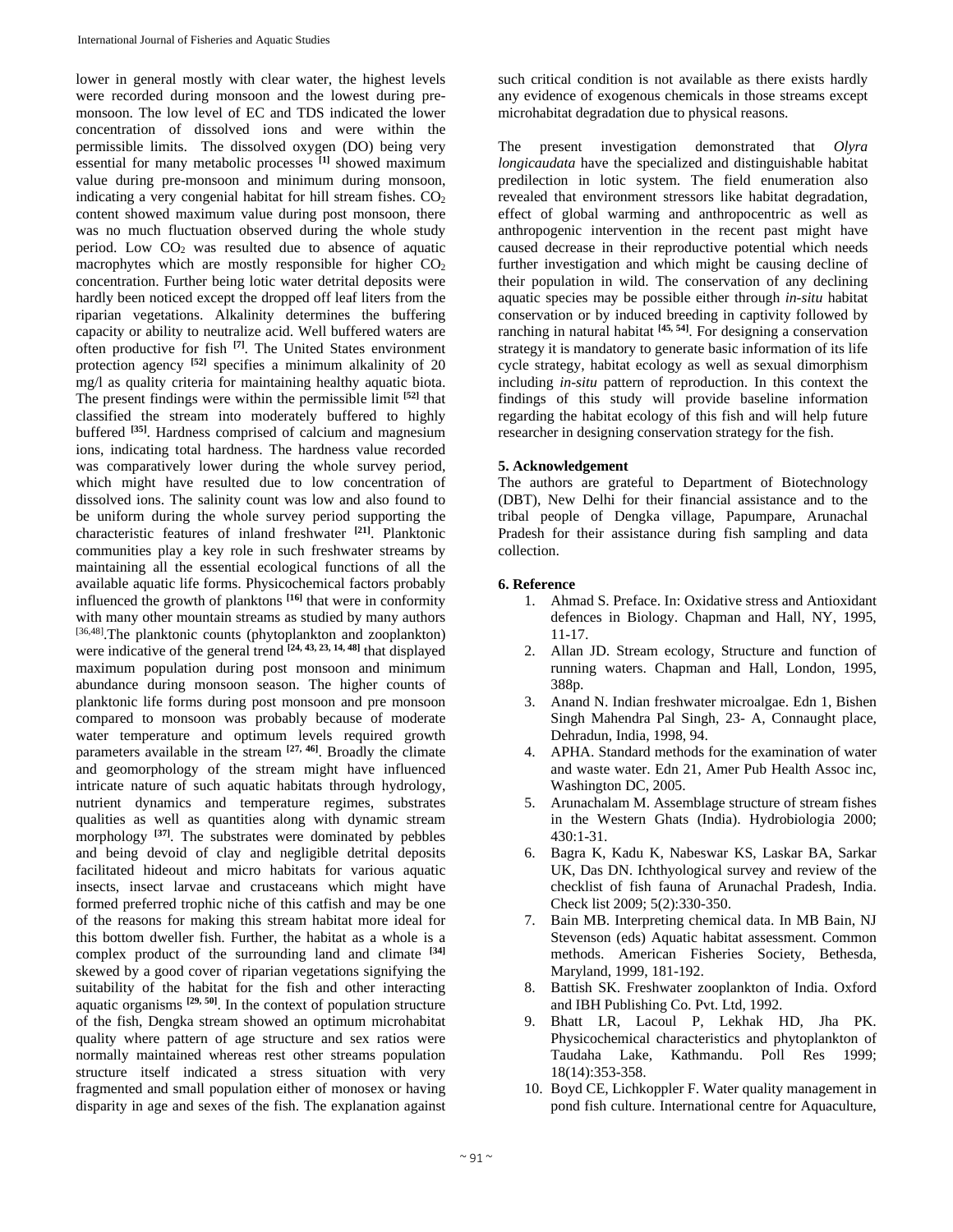lower in general mostly with clear water, the highest levels were recorded during monsoon and the lowest during pre-monsoon. The low level of EC and TDS indicated the lower concentration of dissolved ions and were within the permissible limits. The dissolved oxygen (DO) being very essential for many metabolic processes [1] showed maximum value during pre-monsoon and minimum during monsoon, indicating a very congenial habitat for hill stream fishes. $CO_2$ content showed maximum value during post monsoon, there was no much fluctuation observed during the whole study period. Low $CO_2$ was resulted due to absence of aquatic macrophytes which are mostly responsible for higher $CO_2$ concentration. Further being lotic water detrital deposits were hardly been noticed except the dropped off leaf liters from the riparian vegetations. Alkalinity determines the buffering capacity or ability to neutralize acid. Well buffered waters are often productive for fish [7]. The United States environment protection agency [52] specifies a minimum alkalinity of 20 mg/l as quality criteria for maintaining healthy aquatic biota. The present findings were within the permissible limit [52] that classified the stream into moderately buffered to highly buffered [35]. Hardness comprised of calcium and magnesium ions, indicating total hardness. The hardness value recorded was comparatively lower during the whole survey period, which might have resulted due to low concentration of dissolved ions. The salinity count was low and also found to be uniform during the whole survey period supporting the characteristic features of inland freshwater [21]. Planktonic communities play a key role in such freshwater streams by maintaining all the essential ecological functions of all the available aquatic life forms. Physicochemical factors probably influenced the growth of planktons [16] that were in conformity with many other mountain streams as studied by many authors [36,48]. The planktonic counts (phytoplankton and zooplankton) were indicative of the general trend [24, 43, 23, 14, 48] that displayed maximum population during post monsoon and minimum abundance during monsoon season. The higher counts of planktonic life forms during post monsoon and pre monsoon compared to monsoon was probably because of moderate water temperature and optimum levels required growth parameters available in the stream [27, 46]. Broadly the climate and geomorphology of the stream might have influenced intricate nature of such aquatic habitats through hydrology, nutrient dynamics and temperature regimes, substrates qualities as well as quantities along with dynamic stream morphology [37]. The substrates were dominated by pebbles and being devoid of clay and negligible detrital deposits facilitated hideout and micro habitats for various aquatic insects, insect larvae and crustaceans which might have formed preferred trophic niche of this catfish and may be one of the reasons for making this stream habitat more ideal for this bottom dweller fish. Further, the habitat as a whole is a complex product of the surrounding land and climate [34] skewed by a good cover of riparian vegetations signifying the suitability of the habitat for the fish and other interacting aquatic organisms [29, 50]. In the context of population structure of the fish, Dengka stream showed an optimum microhabitat quality where pattern of age structure and sex ratios were normally maintained whereas rest other streams population structure itself indicated a stress situation with very fragmented and small population either of monosex or having disparity in age and sexes of the fish. The explanation against such critical condition is not available as there exists hardly any evidence of exogenous chemicals in those streams except microhabitat degradation due to physical reasons.

The present investigation demonstrated that *Olyra longicaudata* have the specialized and distinguishable habitat predilection in lotic system. The field enumeration also revealed that environment stressors like habitat degradation, effect of global warming and anthropocentric as well as anthropogenic intervention in the recent past might have caused decrease in their reproductive potential which needs further investigation and which might be causing decline of their population in wild. The conservation of any declining aquatic species may be possible either through *in-situ* habitat conservation or by induced breeding in captivity followed by ranching in natural habitat [45, 54]. For designing a conservation strategy it is mandatory to generate basic information of its life cycle strategy, habitat ecology as well as sexual dimorphism including *in-situ* pattern of reproduction. In this context the findings of this study will provide baseline information regarding the habitat ecology of this fish and will help future researcher in designing conservation strategy for the fish.

## 5. Acknowledgement

The authors are grateful to Department of Biotechnology (DBT), New Delhi for their financial assistance and to the tribal people of Dengka village, Papumpare, Arunachal Pradesh for their assistance during fish sampling and data collection.

## 6. Reference

1. Ahmad S. Preface. In: Oxidative stress and Antioxidant defences in Biology. Chapman and Hall, NY, 1995, 11-17.
2. Allan JD. Stream ecology, Structure and function of running waters. Chapman and Hall, London, 1995, 388p.
3. Anand N. Indian freshwater microalgae. Edn 1, Bishen Singh Mahendra Pal Singh, 23- A, Connaught place, Dehradun, India, 1998, 94.
4. APHA. Standard methods for the examination of water and waste water. Edn 21, Amer Pub Health Assoc inc, Washington DC, 2005.
5. Arunachalam M. Assemblage structure of stream fishes in the Western Ghats (India). Hydrobiologia 2000; 430:1-31.
6. Bagra K, Kadu K, Nabeswar KS, Laskar BA, Sarkar UK, Das DN. Ichthyological survey and review of the checklist of fish fauna of Arunachal Pradesh, India. Check list 2009; 5(2):330-350.
7. Bain MB. Interpreting chemical data. In MB Bain, NJ Stevenson (eds) Aquatic habitat assessment. Common methods. American Fisheries Society, Bethesda, Maryland, 1999, 181-192.
8. Battish SK. Freshwater zooplankton of India. Oxford and IBH Publishing Co. Pvt. Ltd, 1992.
9. Bhatt LR, Lacoul P, Lekhak HD, Jha PK. Physicochemical characteristics and phytoplankton of Taudaha Lake, Kathmandu. Poll Res 1999; 18(14):353-358.
10. Boyd CE, Lichkoppler F. Water quality management in pond fish culture. International centre for Aquaculture,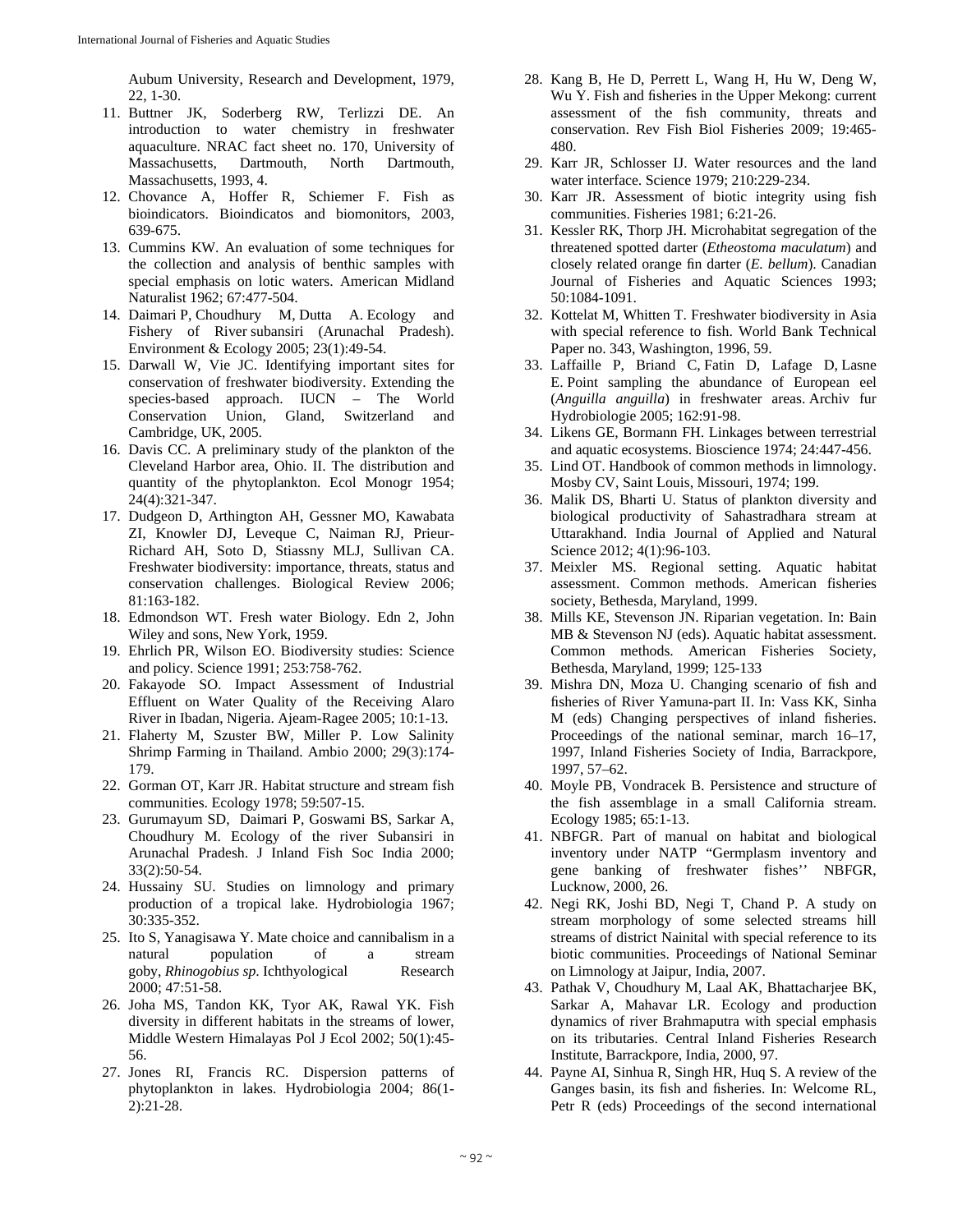Aubum University, Research and Development, 1979, 22, 1-30.

11. Buttner JK, Soderberg RW, Terlizzi DE. An introduction to water chemistry in freshwater aquaculture. NRAC fact sheet no. 170, University of Massachusetts, Dartmouth, North Dartmouth, Massachusetts, 1993, 4.
12. Chovance A, Hoffer R, Schiemer F. Fish as bioindicators. Bioindicatos and biomonitors, 2003, 639-675.
13. Cummins KW. An evaluation of some techniques for the collection and analysis of benthic samples with special emphasis on lotic waters. American Midland Naturalist 1962; 67:477-504.
14. Daimari P, Choudhury M, Dutta A. Ecology and Fishery of River subansiri (Arunachal Pradesh). Environment & Ecology 2005; 23(1):49-54.
15. Darwall W, Vie JC. Identifying important sites for conservation of freshwater biodiversity. Extending the species-based approach. IUCN – The World Conservation Union, Gland, Switzerland and Cambridge, UK, 2005.
16. Davis CC. A preliminary study of the plankton of the Cleveland Harbor area, Ohio. II. The distribution and quantity of the phytoplankton. Ecol Monogr 1954; 24(4):321-347.
17. Dudgeon D, Arthington AH, Gessner MO, Kawabata ZI, Knowler DJ, Leveque C, Naiman RJ, Prieur-Richard AH, Soto D, Stiassny MLJ, Sullivan CA. Freshwater biodiversity: importance, threats, status and conservation challenges. Biological Review 2006; 81:163-182.
18. Edmondson WT. Fresh water Biology. Edn 2, John Wiley and sons, New York, 1959.
19. Ehrlich PR, Wilson EO. Biodiversity studies: Science and policy. Science 1991; 253:758-762.
20. Fakayode SO. Impact Assessment of Industrial Effluent on Water Quality of the Receiving Alaro River in Ibadan, Nigeria. Ajeam-Ragee 2005; 10:1-13.
21. Flaherty M, Szuster BW, Miller P. Low Salinity Shrimp Farming in Thailand. Ambio 2000; 29(3):174-179.
22. Gorman OT, Karr JR. Habitat structure and stream fish communities. Ecology 1978; 59:507-15.
23. Gurumayum SD, Daimari P, Goswami BS, Sarkar A, Choudhury M. Ecology of the river Subansiri in Arunachal Pradesh. J Inland Fish Soc India 2000; 33(2):50-54.
24. Hussainy SU. Studies on limnology and primary production of a tropical lake. Hydrobiologia 1967; 30:335-352.
25. Ito S, Yanagisawa Y. Mate choice and cannibalism in a natural population of a stream goby, *Rhinogobius sp.* Ichthyological Research 2000; 47:51-58.
26. Joha MS, Tandon KK, Tyor AK, Rawal YK. Fish diversity in different habitats in the streams of lower, Middle Western Himalayas Pol J Ecol 2002; 50(1):45-56.
27. Jones RI, Francis RC. Dispersion patterns of phytoplankton in lakes. Hydrobiologia 2004; 86(1-2):21-28.
28. Kang B, He D, Perrett L, Wang H, Hu W, Deng W, Wu Y. Fish and fisheries in the Upper Mekong: current assessment of the fish community, threats and conservation. Rev Fish Biol Fisheries 2009; 19:465-480.
29. Karr JR, Schlosser IJ. Water resources and the land water interface. Science 1979; 210:229-234.
30. Karr JR. Assessment of biotic integrity using fish communities. Fisheries 1981; 6:21-26.
31. Kessler RK, Thorp JH. Microhabitat segregation of the threatened spotted darter (*Etheostoma maculatum*) and closely related orange fin darter (*E. bellum*). Canadian Journal of Fisheries and Aquatic Sciences 1993; 50:1084-1091.
32. Kottelat M, Whitten T. Freshwater biodiversity in Asia with special reference to fish. World Bank Technical Paper no. 343, Washington, 1996, 59.
33. Laffaille P, Briand C, Fatin D, Lafage D, Lasne E. Point sampling the abundance of European eel (*Anguilla anguilla*) in freshwater areas. Archiv fur Hydrobiologie 2005; 162:91-98.
34. Likens GE, Bormann FH. Linkages between terrestrial and aquatic ecosystems. Bioscience 1974; 24:447-456.
35. Lind OT. Handbook of common methods in limnology. Mosby CV, Saint Louis, Missouri, 1974; 199.
36. Malik DS, Bharti U. Status of plankton diversity and biological productivity of Sahastradhara stream at Uttarakhand. India Journal of Applied and Natural Science 2012; 4(1):96-103.
37. Meixler MS. Regional setting. Aquatic habitat assessment. Common methods. American fisheries society, Bethesda, Maryland, 1999.
38. Mills KE, Stevenson JN. Riparian vegetation. In: Bain MB & Stevenson NJ (eds). Aquatic habitat assessment. Common methods. American Fisheries Society, Bethesda, Maryland, 1999; 125-133
39. Mishra DN, Moza U. Changing scenario of fish and fisheries of River Yamuna-part II. In: Vass KK, Sinha M (eds) Changing perspectives of inland fisheries. Proceedings of the national seminar, march 16–17, 1997, Inland Fisheries Society of India, Barrackpore, 1997, 57–62.
40. Moyle PB, Vondracek B. Persistence and structure of the fish assemblage in a small California stream. Ecology 1985; 65:1-13.
41. NBFGR. Part of manual on habitat and biological inventory under NATP "Germplasm inventory and gene banking of freshwater fishes'' NBFGR, Lucknow, 2000, 26.
42. Negi RK, Joshi BD, Negi T, Chand P. A study on stream morphology of some selected streams hill streams of district Nainital with special reference to its biotic communities. Proceedings of National Seminar on Limnology at Jaipur, India, 2007.
43. Pathak V, Choudhury M, Laal AK, Bhattacharjee BK, Sarkar A, Mahavar LR. Ecology and production dynamics of river Brahmaputra with special emphasis on its tributaries. Central Inland Fisheries Research Institute, Barrackpore, India, 2000, 97.
44. Payne AI, Sinhua R, Singh HR, Huq S. A review of the Ganges basin, its fish and fisheries. In: Welcome RL, Petr R (eds) Proceedings of the second international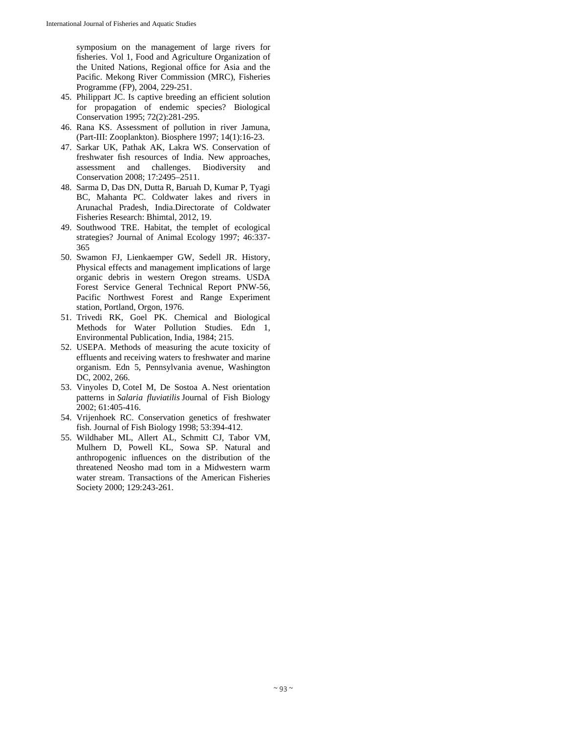symposium on the management of large rivers for fisheries. Vol 1, Food and Agriculture Organization of the United Nations, Regional office for Asia and the Pacific. Mekong River Commission (MRC), Fisheries Programme (FP), 2004, 229-251.

45. Philippart JC. Is captive breeding an efficient solution for propagation of endemic species? Biological Conservation 1995; 72(2):281-295.
46. Rana KS. Assessment of pollution in river Jamuna, (Part-III: Zooplankton). Biosphere 1997; 14(1):16-23.
47. Sarkar UK, Pathak AK, Lakra WS. Conservation of freshwater fish resources of India. New approaches, assessment and challenges. Biodiversity and Conservation 2008; 17:2495–2511.
48. Sarma D, Das DN, Dutta R, Baruah D, Kumar P, Tyagi BC, Mahanta PC. Coldwater lakes and rivers in Arunachal Pradesh, India.Directorate of Coldwater Fisheries Research: Bhimtal, 2012, 19.
49. Southwood TRE. Habitat, the templet of ecological strategies? Journal of Animal Ecology 1997; 46:337-365
50. Swamon FJ, Lienkaemper GW, Sedell JR. History, Physical effects and management impIications of large organic debris in western Oregon streams. USDA Forest Service General Technical Report PNW-56, Pacific Northwest Forest and Range Experiment station, Portland, Orgon, 1976.
51. Trivedi RK, Goel PK. Chemical and Biological Methods for Water Pollution Studies. Edn 1, Environmental Publication, India, 1984; 215.
52. USEPA. Methods of measuring the acute toxicity of effluents and receiving waters to freshwater and marine organism. Edn 5, Pennsylvania avenue, Washington DC, 2002, 266.
53. Vinyoles D, CoteI M, De Sostoa A. Nest orientation patterns in *Salaria fluviatilis* Journal of Fish Biology 2002; 61:405-416.
54. Vrijenhoek RC. Conservation genetics of freshwater fish. Journal of Fish Biology 1998; 53:394-412.
55. Wildhaber ML, Allert AL, Schmitt CJ, Tabor VM, Mulhern D, Powell KL, Sowa SP. Natural and anthropogenic influences on the distribution of the threatened Neosho mad tom in a Midwestern warm water stream. Transactions of the American Fisheries Society 2000; 129:243-261.